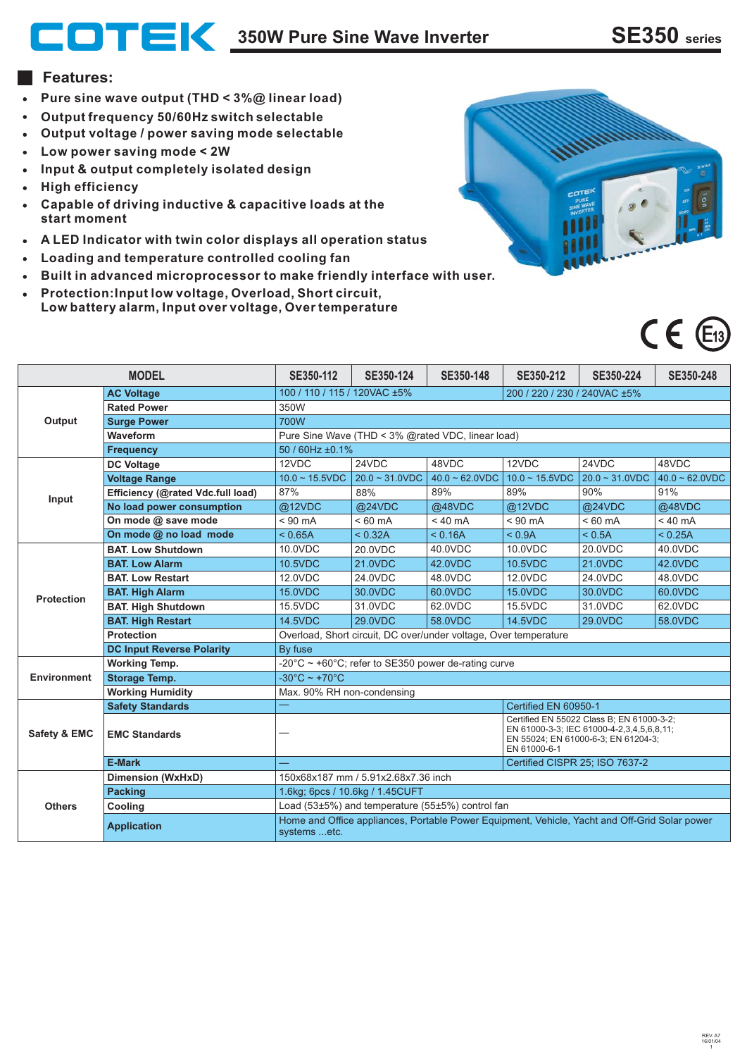# COTEK 350W Pure Sine Wave Inverter — SE350 series

## Features:

- Pure sine wave output (THD < 3%@ linear load)
- Output frequency 50/60Hz switch selectable
- Output voltage / power saving mode selectable
- Low power saving mode < 2W
- Input & output completely isolated design
- High efficiency
- Capable of driving inductive & capacitive loads at the start moment
- A LED Indicator with twin color displays all operation status
- Loading and temperature controlled cooling fan
- Built in advanced microprocessor to make friendly interface with user.
- Protection:Input low voltage, Overload, Short circuit, Low battery alarm, Input over voltage, Over temperature

| MODEL | | SE350-112 | SE350-124 | SE350-148 | SE350-212 | SE350-224 | SE350-248 |
|---|---|---|---|---|---|---|---|
| Output | AC Voltage | 100 / 110 / 115 / 120VAC ±5% | | | 200 / 220 / 230 / 240VAC ±5% | | |
| | Rated Power | 350W | | | | | |
| | Surge Power | 700W | | | | | |
| | Waveform | Pure Sine Wave (THD < 3% @rated VDC, linear load) | | | | | |
| | Frequency | 50 / 60Hz ±0.1% | | | | | |
| Input | DC Voltage | 12VDC | 24VDC | 48VDC | 12VDC | 24VDC | 48VDC |
| | Voltage Range | 10.0 ~ 15.5VDC | 20.0 ~ 31.0VDC | 40.0 ~ 62.0VDC | 10.0 ~ 15.5VDC | 20.0 ~ 31.0VDC | 40.0 ~ 62.0VDC |
| | Efficiency (@rated Vdc.full load) | 87% | 88% | 89% | 89% | 90% | 91% |
| | No load power consumption | @12VDC | @24VDC | @48VDC | @12VDC | @24VDC | @48VDC |
| | On mode @ save mode | < 90 mA | < 60 mA | < 40 mA | < 90 mA | < 60 mA | < 40 mA |
| | On mode @ no load mode | < 0.65A | < 0.32A | < 0.16A | < 0.9A | < 0.5A | < 0.25A |
| Protection | BAT. Low Shutdown | 10.0VDC | 20.0VDC | 40.0VDC | 10.0VDC | 20.0VDC | 40.0VDC |
| | BAT. Low Alarm | 10.5VDC | 21.0VDC | 42.0VDC | 10.5VDC | 21.0VDC | 42.0VDC |
| | BAT. Low Restart | 12.0VDC | 24.0VDC | 48.0VDC | 12.0VDC | 24.0VDC | 48.0VDC |
| | BAT. High Alarm | 15.0VDC | 30.0VDC | 60.0VDC | 15.0VDC | 30.0VDC | 60.0VDC |
| | BAT. High Shutdown | 15.5VDC | 31.0VDC | 62.0VDC | 15.5VDC | 31.0VDC | 62.0VDC |
| | BAT. High Restart | 14.5VDC | 29.0VDC | 58.0VDC | 14.5VDC | 29.0VDC | 58.0VDC |
| | Protection | Overload, Short circuit, DC over/under voltage, Over temperature | | | | | |
| | DC Input Reverse Polarity | By fuse | | | | | |
| Environment | Working Temp. | -20°C ~ +60°C; refer to SE350 power de-rating curve | | | | | |
| | Storage Temp. | -30°C ~ +70°C | | | | | |
| | Working Humidity | Max. 90% RH non-condensing | | | | | |
| Safety & EMC | Safety Standards | — | | | Certified EN 60950-1 | | |
| | EMC Standards | — | | | Certified EN 55022 Class B; EN 61000-3-2; EN 61000-3-3; IEC 61000-4-2,3,4,5,6,8,11; EN 55024; EN 61000-6-3; EN 61204-3; EN 61000-6-1 | | |
| | E-Mark | — | | | Certified CISPR 25; ISO 7637-2 | | |
| Others | Dimension (WxHxD) | 150x68x187 mm / 5.91x2.68x7.36 inch | | | | | |
| | Packing | 1.6kg; 6pcs / 10.6kg / 1.45CUFT | | | | | |
| | Cooling | Load (53±5%) and temperature (55±5%) control fan | | | | | |
| | Application | Home and Office appliances, Portable Power Equipment, Vehicle, Yacht and Off-Grid Solar power systems ...etc. | | | | | |

REV. A7
16/01/04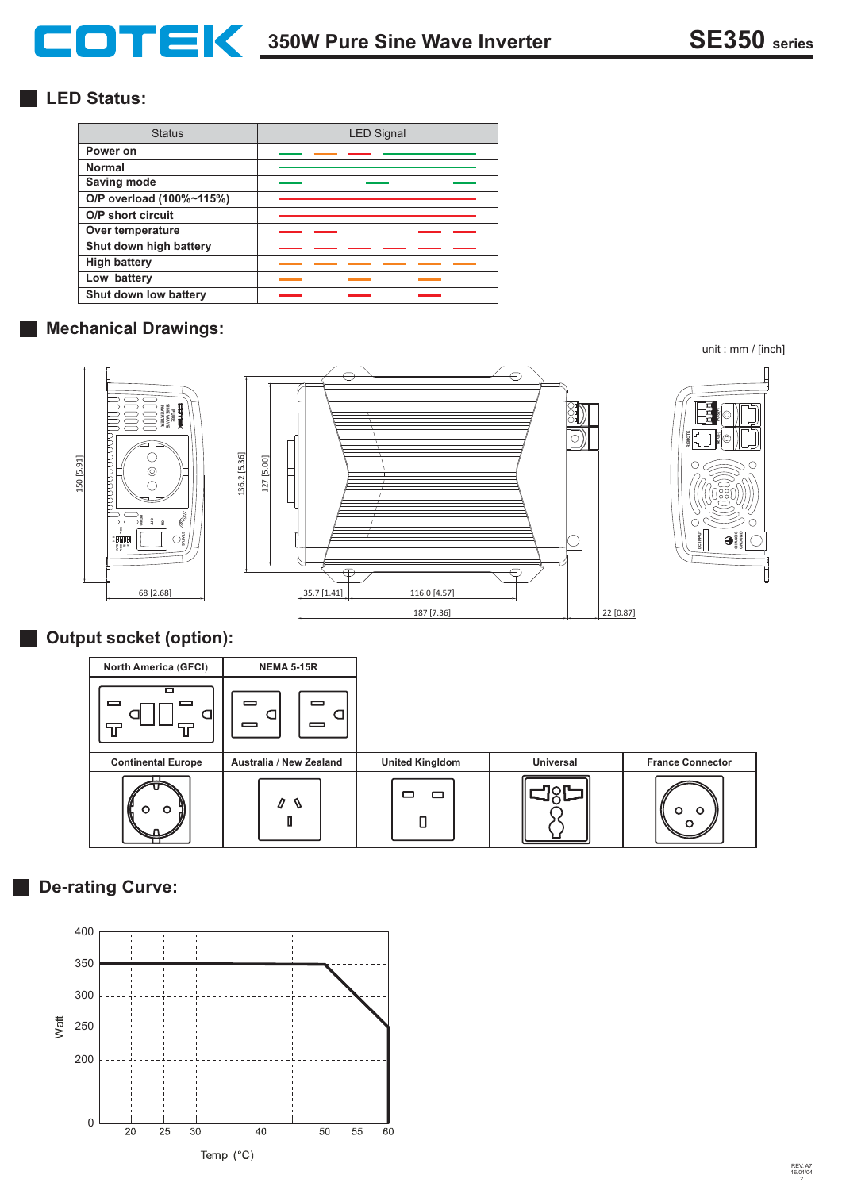# COTEK 350W Pure Sine Wave Inverter SE350 series

## LED Status:

| Status | LED Signal |
|---|---|
| Power on | |
| Normal | |
| Saving mode | |
| O/P overload (100%~115%) | |
| O/P short circuit | |
| Over temperature | |
| Shut down high battery | |
| High battery | |
| Low battery | |
| Shut down low battery | |

## Mechanical Drawings:

unit : mm / [inch]

150 [5.91]
68 [2.68]
136.2 [5.36]
127 [5.00]
35.7 [1.41]
116.0 [4.57]
187 [7.36]
22 [0.87]

## Output socket (option):

| North America (GFCI) | NEMA 5-15R | | | |
|---|---|---|---|---|
| Continental Europe | Australia / New Zealand | United Kingldom | Universal | France Connector |

## De-rating Curve:

400
350
300
250
200
0
Watt
20 25 30 40 50 55 60
Temp. (°C)